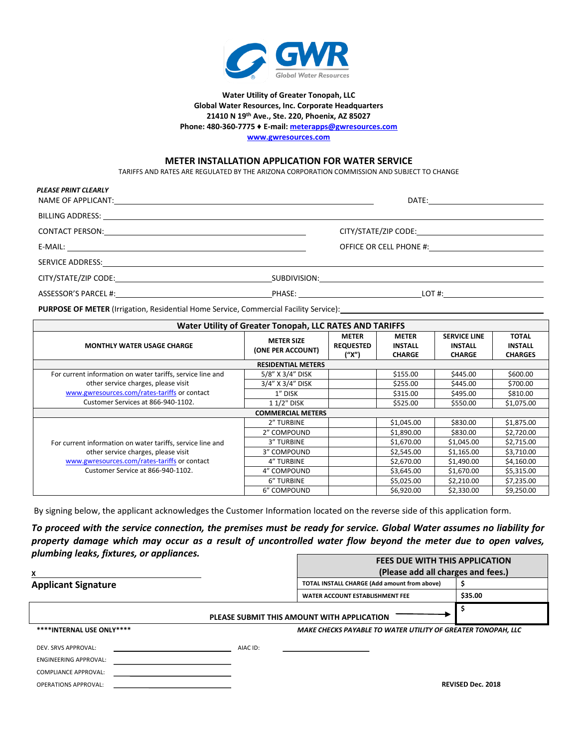**Water Utility of Greater Tonopah, LLC**
**Global Water Resources, Inc. Corporate Headquarters**
**21410 N 19th Ave., Ste. 220, Phoenix, AZ 85027**
**Phone: 480-360-7775 ♦ E-mail: meterapps@gwresources.com**
**www.gwresources.com**

## METER INSTALLATION APPLICATION FOR WATER SERVICE

TARIFFS AND RATES ARE REGULATED BY THE ARIZONA CORPORATION COMMISSION AND SUBJECT TO CHANGE

*PLEASE PRINT CLEARLY*

NAME OF APPLICANT: ______________________________ DATE: ____________________

BILLING ADDRESS: ______________________________________________________________

CONTACT PERSON: ______________________________ CITY/STATE/ZIP CODE: ____________________

E-MAIL: ______________________________ OFFICE OR CELL PHONE #: ____________________

SERVICE ADDRESS: ______________________________________________________________

CITY/STATE/ZIP CODE: ____________________ SUBDIVISION: ______________________________

ASSESSOR'S PARCEL #: ____________________ PHASE: ____________________ LOT #: ____________________

**PURPOSE OF METER** (Irrigation, Residential Home Service, Commercial Facility Service): ____________________

| Water Utility of Greater Tonopah, LLC RATES AND TARIFFS | | | | | |
|---|---|---|---|---|---|
| **MONTHLY WATER USAGE CHARGE** | **METER SIZE (ONE PER ACCOUNT)** | **METER REQUESTED ("X")** | **METER INSTALL CHARGE** | **SERVICE LINE INSTALL CHARGE** | **TOTAL INSTALL CHARGES** |
| | **RESIDENTIAL METERS** | | | | |
| For current information on water tariffs, service line and other service charges, please visit www.gwresources.com/rates-tariffs or contact Customer Services at 866-940-1102. | 5/8" X 3/4" DISK | | $155.00 | $445.00 | $600.00 |
| | 3/4" X 3/4" DISK | | $255.00 | $445.00 | $700.00 |
| | 1" DISK | | $315.00 | $495.00 | $810.00 |
| | 1 1/2" DISK | | $525.00 | $550.00 | $1,075.00 |
| | **COMMERCIAL METERS** | | | | |
| For current information on water tariffs, service line and other service charges, please visit www.gwresources.com/rates-tariffs or contact Customer Service at 866-940-1102. | 2" TURBINE | | $1,045.00 | $830.00 | $1,875.00 |
| | 2" COMPOUND | | $1,890.00 | $830.00 | $2,720.00 |
| | 3" TURBINE | | $1,670.00 | $1,045.00 | $2,715.00 |
| | 3" COMPOUND | | $2,545.00 | $1,165.00 | $3,710.00 |
| | 4" TURBINE | | $2,670.00 | $1,490.00 | $4,160.00 |
| | 4" COMPOUND | | $3,645.00 | $1,670.00 | $5,315.00 |
| | 6" TURBINE | | $5,025.00 | $2,210.00 | $7,235.00 |
| | 6" COMPOUND | | $6,920.00 | $2,330.00 | $9,250.00 |

By signing below, the applicant acknowledges the Customer Information located on the reverse side of this application form.

***To proceed with the service connection, the premises must be ready for service. Global Water assumes no liability for property damage which may occur as a result of uncontrolled water flow beyond the meter due to open valves, plumbing leaks, fixtures, or appliances.***

x ______________________________
**Applicant Signature**

| FEES DUE WITH THIS APPLICATION (Please add all charges and fees.) | |
|---|---|
| **TOTAL INSTALL CHARGE (Add amount from above)** | **$** |
| **WATER ACCOUNT ESTABLISHMENT FEE** | **$35.00** |
| **PLEASE SUBMIT THIS AMOUNT WITH APPLICATION** → | **$** |

**\*\*\*\*INTERNAL USE ONLY\*\*\*\***

***MAKE CHECKS PAYABLE TO WATER UTILITY OF GREATER TONOPAH, LLC***

DEV. SRVS APPROVAL: ____________________ AIAC ID: ____________________

ENGINEERING APPROVAL: ____________________

COMPLIANCE APPROVAL: ____________________

OPERATIONS APPROVAL: ____________________

**REVISED Dec. 2018**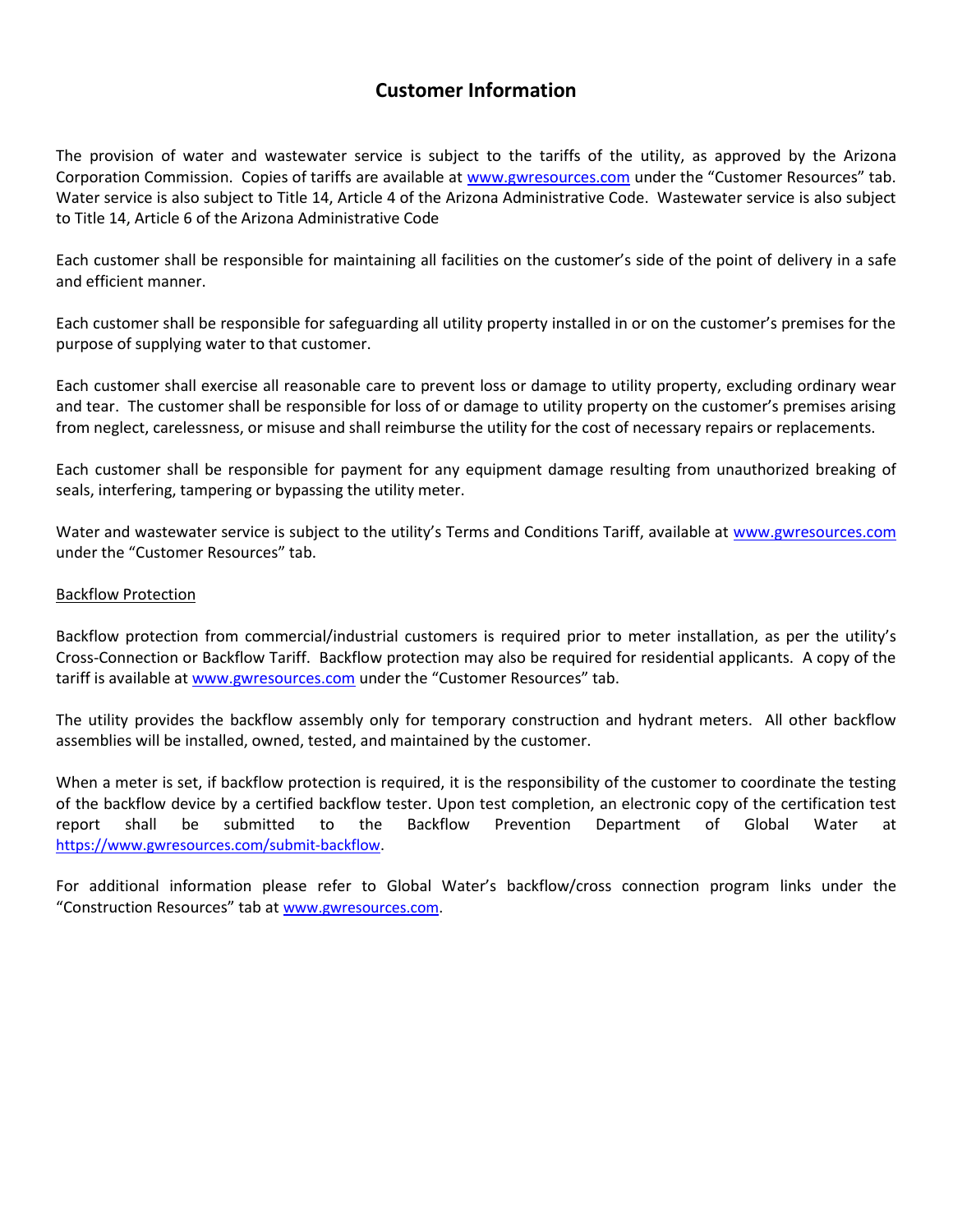# Customer Information

The provision of water and wastewater service is subject to the tariffs of the utility, as approved by the Arizona Corporation Commission. Copies of tariffs are available at [www.gwresources.com](http://www.gwresources.com) under the "Customer Resources" tab. Water service is also subject to Title 14, Article 4 of the Arizona Administrative Code. Wastewater service is also subject to Title 14, Article 6 of the Arizona Administrative Code

Each customer shall be responsible for maintaining all facilities on the customer's side of the point of delivery in a safe and efficient manner.

Each customer shall be responsible for safeguarding all utility property installed in or on the customer's premises for the purpose of supplying water to that customer.

Each customer shall exercise all reasonable care to prevent loss or damage to utility property, excluding ordinary wear and tear. The customer shall be responsible for loss of or damage to utility property on the customer's premises arising from neglect, carelessness, or misuse and shall reimburse the utility for the cost of necessary repairs or replacements.

Each customer shall be responsible for payment for any equipment damage resulting from unauthorized breaking of seals, interfering, tampering or bypassing the utility meter.

Water and wastewater service is subject to the utility's Terms and Conditions Tariff, available at [www.gwresources.com](http://www.gwresources.com) under the "Customer Resources" tab.

<u>Backflow Protection</u>

Backflow protection from commercial/industrial customers is required prior to meter installation, as per the utility's Cross-Connection or Backflow Tariff. Backflow protection may also be required for residential applicants. A copy of the tariff is available at [www.gwresources.com](http://www.gwresources.com) under the "Customer Resources" tab.

The utility provides the backflow assembly only for temporary construction and hydrant meters. All other backflow assemblies will be installed, owned, tested, and maintained by the customer.

When a meter is set, if backflow protection is required, it is the responsibility of the customer to coordinate the testing of the backflow device by a certified backflow tester. Upon test completion, an electronic copy of the certification test report shall be submitted to the Backflow Prevention Department of Global Water at [https://www.gwresources.com/submit-backflow](https://www.gwresources.com/submit-backflow).

For additional information please refer to Global Water's backflow/cross connection program links under the "Construction Resources" tab at [www.gwresources.com](http://www.gwresources.com).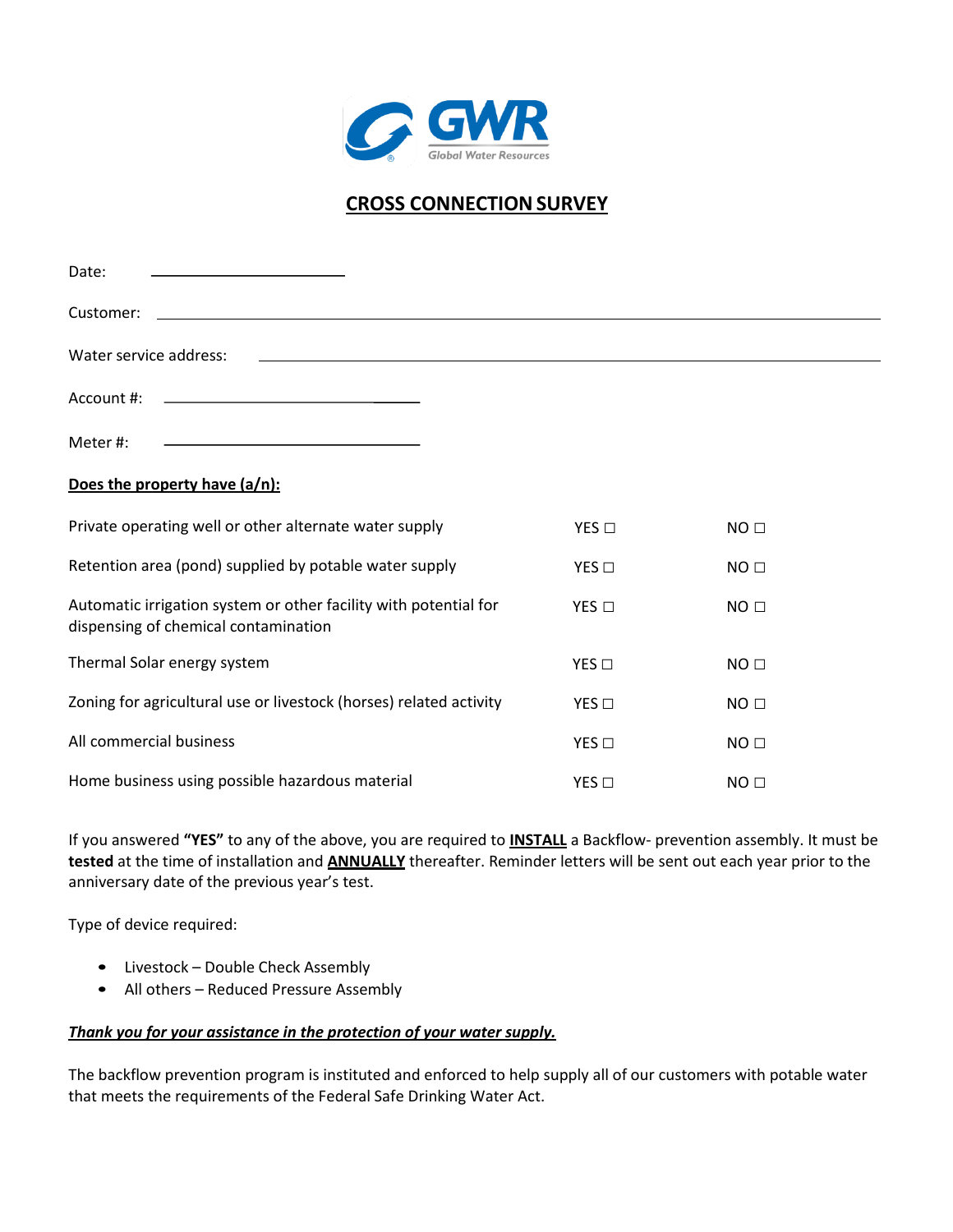GWR
Global Water Resources

# CROSS CONNECTION SURVEY

Date: \_\_\_\_\_\_\_\_\_\_\_\_\_\_\_\_\_\_\_\_

Customer: \_\_\_\_\_\_\_\_\_\_\_\_\_\_\_\_\_\_\_\_\_\_\_\_\_\_\_\_\_\_\_\_\_\_\_\_\_\_\_\_\_\_\_\_\_\_\_\_\_\_\_\_\_\_\_\_\_\_

Water service address: \_\_\_\_\_\_\_\_\_\_\_\_\_\_\_\_\_\_\_\_\_\_\_\_\_\_\_\_\_\_\_\_\_\_\_\_\_\_\_\_\_\_\_\_\_\_\_\_

Account #: \_\_\_\_\_\_\_\_\_\_\_\_\_\_\_\_\_\_\_\_\_\_\_\_\_\_

Meter #: \_\_\_\_\_\_\_\_\_\_\_\_\_\_\_\_\_\_\_\_\_\_\_\_\_\_

**Does the property have (a/n):**

| | | |
|---|---|---|
| Private operating well or other alternate water supply | YES ☐ | NO ☐ |
| Retention area (pond) supplied by potable water supply | YES ☐ | NO ☐ |
| Automatic irrigation system or other facility with potential for dispensing of chemical contamination | YES ☐ | NO ☐ |
| Thermal Solar energy system | YES ☐ | NO ☐ |
| Zoning for agricultural use or livestock (horses) related activity | YES ☐ | NO ☐ |
| All commercial business | YES ☐ | NO ☐ |
| Home business using possible hazardous material | YES ☐ | NO ☐ |

If you answered **"YES"** to any of the above, you are required to **INSTALL** a Backflow- prevention assembly. It must be **tested** at the time of installation and **ANNUALLY** thereafter. Reminder letters will be sent out each year prior to the anniversary date of the previous year's test.

Type of device required:

- Livestock – Double Check Assembly
- All others – Reduced Pressure Assembly

***Thank you for your assistance in the protection of your water supply.***

The backflow prevention program is instituted and enforced to help supply all of our customers with potable water that meets the requirements of the Federal Safe Drinking Water Act.